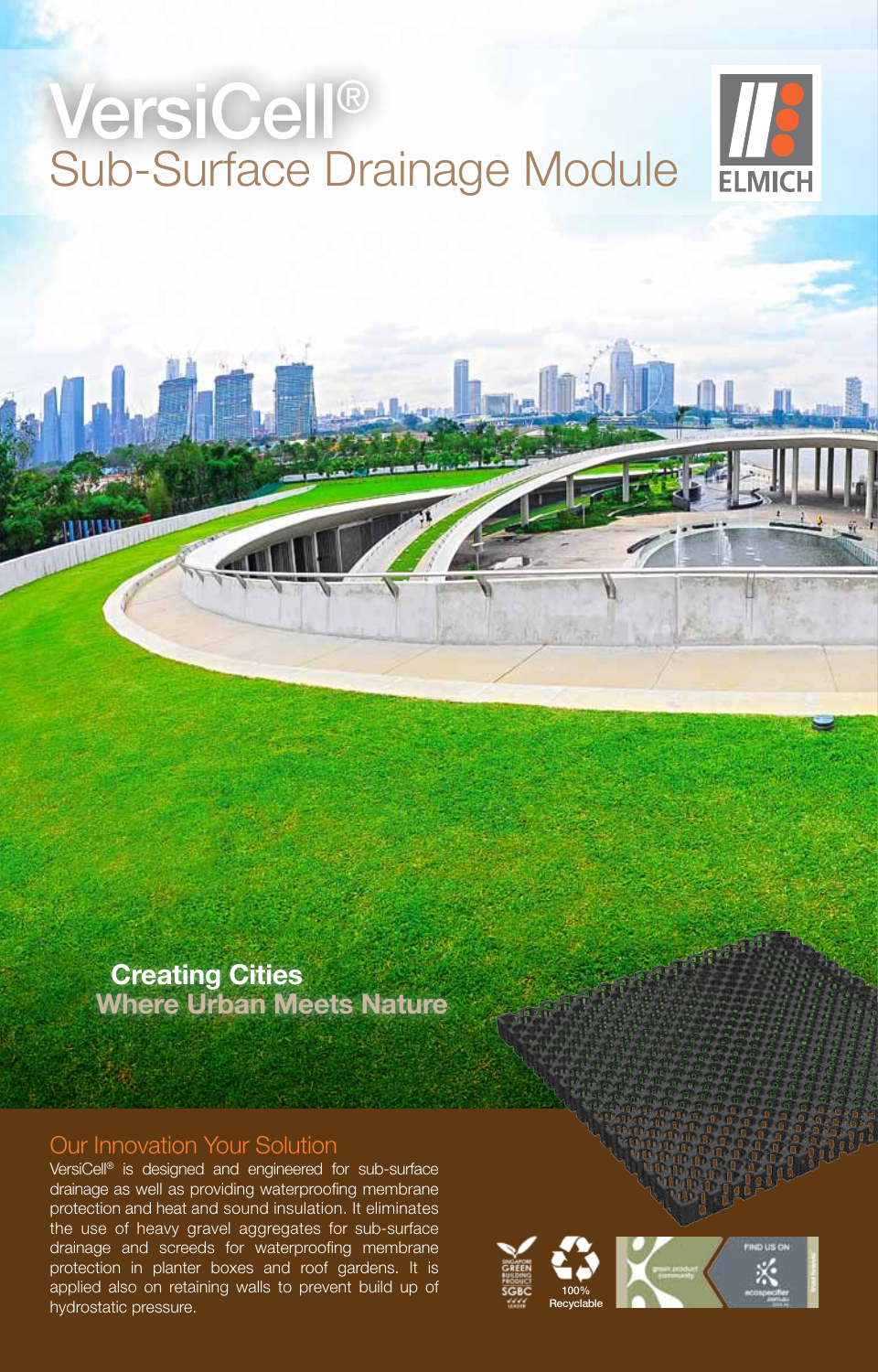# VersiCell®

## Sub-Surface Drainage Module

ELMICH

**Creating Cities**
**Where Urban Meets Nature**

### Our Innovation Your Solution

VersiCell® is designed and engineered for sub-surface drainage as well as providing waterproofing membrane protection and heat and sound insulation. It eliminates the use of heavy gravel aggregates for sub-surface drainage and screeds for waterproofing membrane protection in planter boxes and roof gardens. It is applied also on retaining walls to prevent build up of hydrostatic pressure.

100% Recyclable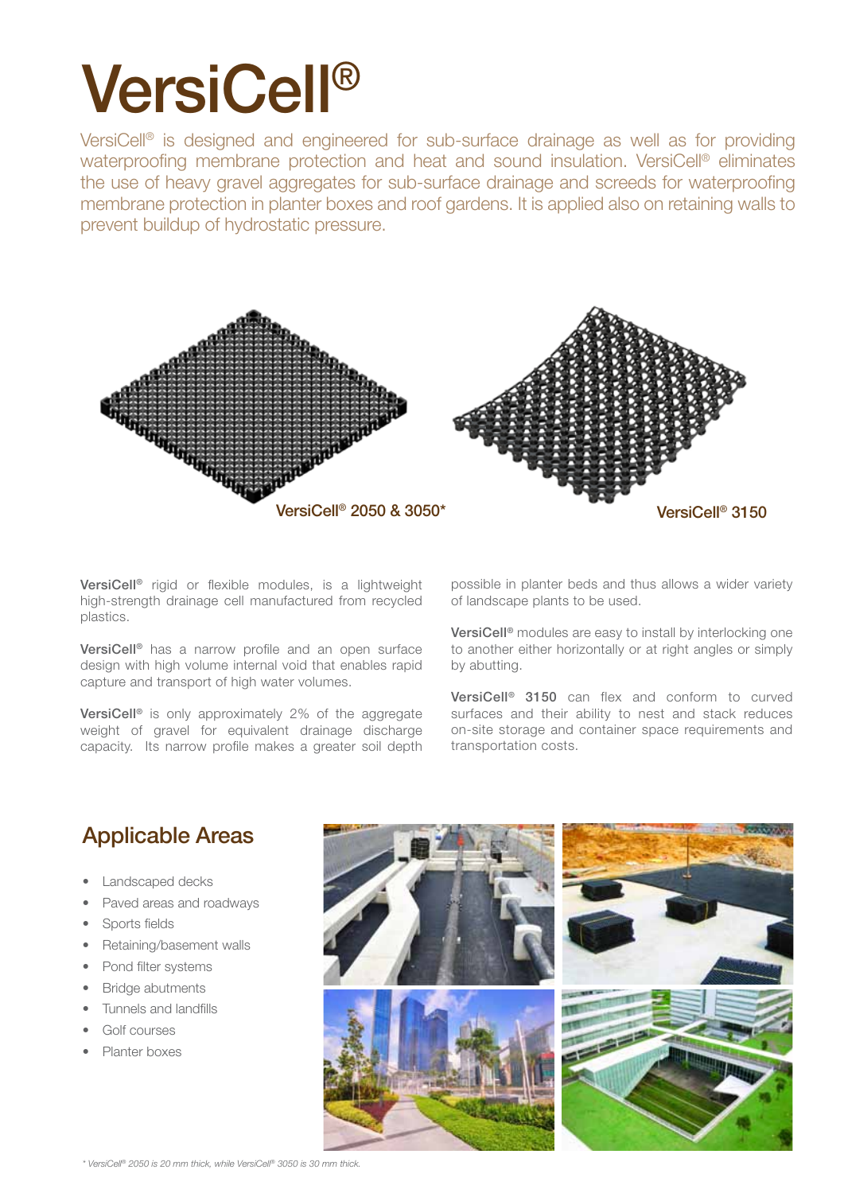# VersiCell®

VersiCell® is designed and engineered for sub-surface drainage as well as for providing waterproofing membrane protection and heat and sound insulation. VersiCell® eliminates the use of heavy gravel aggregates for sub-surface drainage and screeds for waterproofing membrane protection in planter boxes and roof gardens. It is applied also on retaining walls to prevent buildup of hydrostatic pressure.

VersiCell® 2050 & 3050*

VersiCell® 3150

**VersiCell®** rigid or flexible modules, is a lightweight high-strength drainage cell manufactured from recycled plastics.

**VersiCell®** has a narrow profile and an open surface design with high volume internal void that enables rapid capture and transport of high water volumes.

**VersiCell®** is only approximately 2% of the aggregate weight of gravel for equivalent drainage discharge capacity. Its narrow profile makes a greater soil depth possible in planter beds and thus allows a wider variety of landscape plants to be used.

**VersiCell®** modules are easy to install by interlocking one to another either horizontally or at right angles or simply by abutting.

**VersiCell® 3150** can flex and conform to curved surfaces and their ability to nest and stack reduces on-site storage and container space requirements and transportation costs.

## Applicable Areas

- Landscaped decks
- Paved areas and roadways
- Sports fields
- Retaining/basement walls
- Pond filter systems
- Bridge abutments
- Tunnels and landfills
- Golf courses
- Planter boxes

*\* VersiCell® 2050 is 20 mm thick, while VersiCell® 3050 is 30 mm thick.*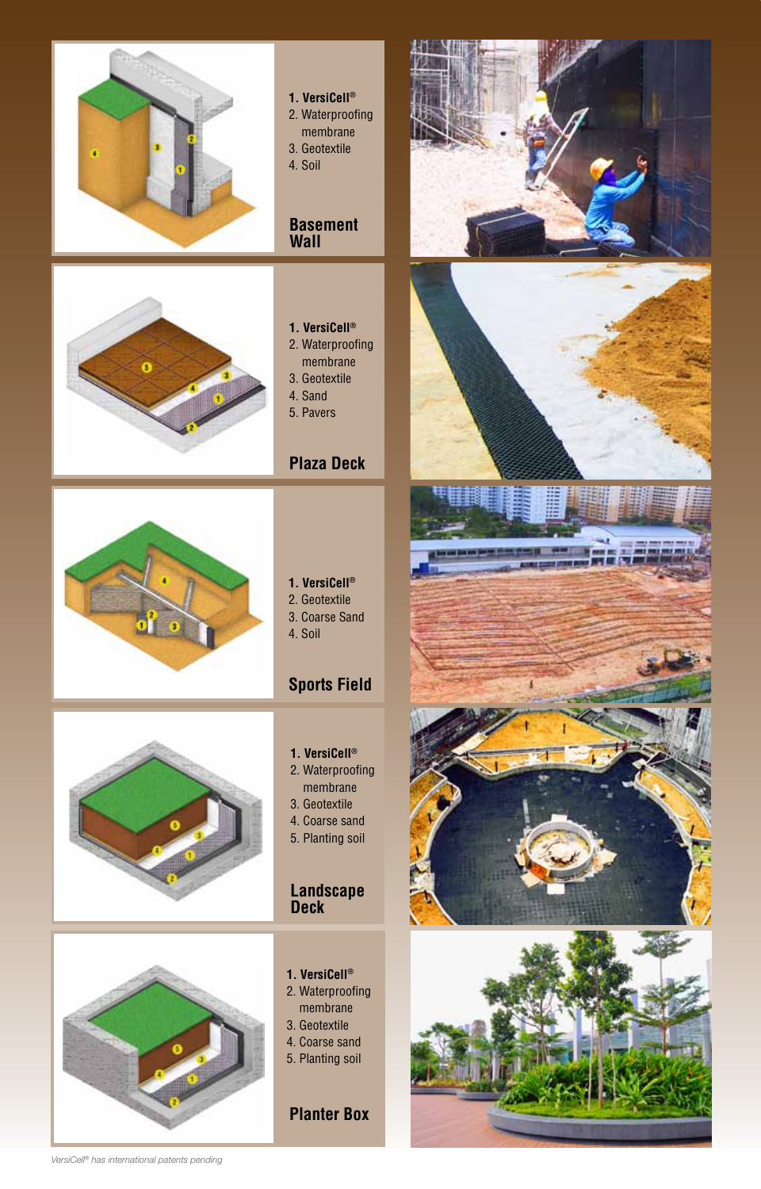## Basement Wall

1. **VersiCell®**
2. Waterproofing membrane
3. Geotextile
4. Soil

## Plaza Deck

1. **VersiCell®**
2. Waterproofing membrane
3. Geotextile
4. Sand
5. Pavers

## Sports Field

1. **VersiCell®**
2. Geotextile
3. Coarse Sand
4. Soil

## Landscape Deck

1. **VersiCell®**
2. Waterproofing membrane
3. Geotextile
4. Coarse sand
5. Planting soil

## Planter Box

1. **VersiCell®**
2. Waterproofing membrane
3. Geotextile
4. Coarse sand
5. Planting soil

*VersiCell® has international patents pending*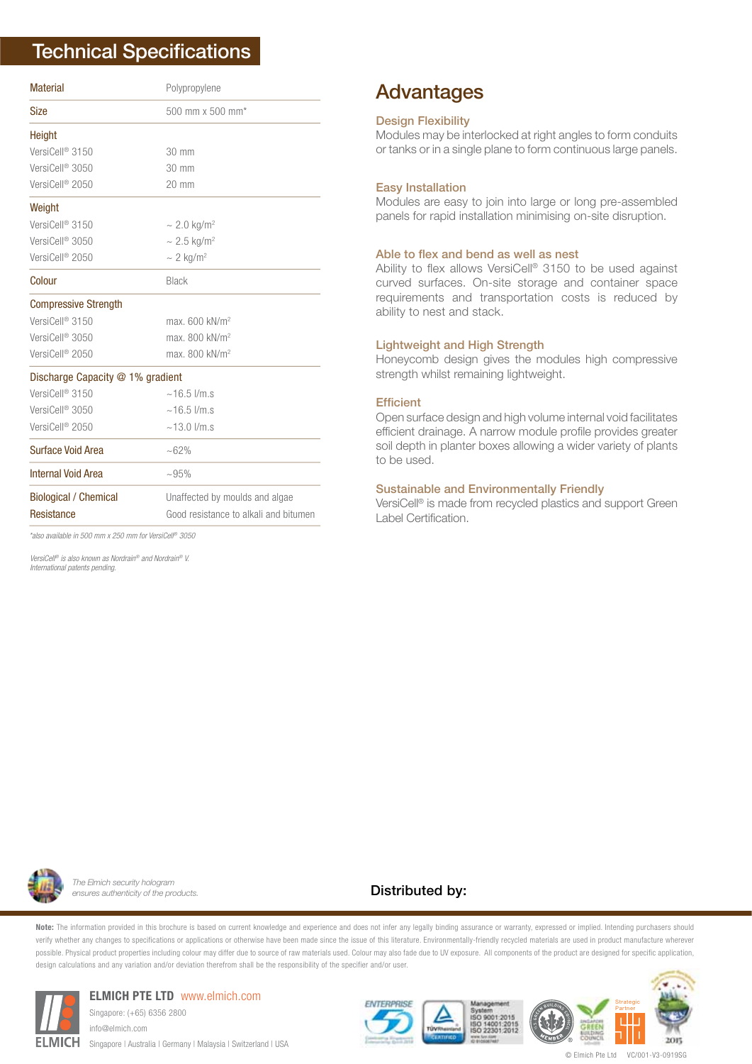## Technical Specifications

| | |
|---|---|
| Material | Polypropylene |
| Size | 500 mm x 500 mm* |
| **Height** | |
| VersiCell® 3150 | 30 mm |
| VersiCell® 3050 | 30 mm |
| VersiCell® 2050 | 20 mm |
| **Weight** | |
| VersiCell® 3150 | ~ 2.0 kg/m² |
| VersiCell® 3050 | ~ 2.5 kg/m² |
| VersiCell® 2050 | ~ 2 kg/m² |
| Colour | Black |
| **Compressive Strength** | |
| VersiCell® 3150 | max. 600 kN/m² |
| VersiCell® 3050 | max. 800 kN/m² |
| VersiCell® 2050 | max. 800 kN/m² |
| **Discharge Capacity @ 1% gradient** | |
| VersiCell® 3150 | ~16.5 l/m.s |
| VersiCell® 3050 | ~16.5 l/m.s |
| VersiCell® 2050 | ~13.0 l/m.s |
| Surface Void Area | ~62% |
| Internal Void Area | ~95% |
| Biological / Chemical Resistance | Unaffected by moulds and algae<br>Good resistance to alkali and bitumen |

*also available in 500 mm x 250 mm for VersiCell® 3050*

*VersiCell® is also known as Nordrain® and Nordrain® V.*
*International patents pending.*

## Advantages

### Design Flexibility
Modules may be interlocked at right angles to form conduits or tanks or in a single plane to form continuous large panels.

### Easy Installation
Modules are easy to join into large or long pre-assembled panels for rapid installation minimising on-site disruption.

### Able to flex and bend as well as nest
Ability to flex allows VersiCell® 3150 to be used against curved surfaces. On-site storage and container space requirements and transportation costs is reduced by ability to nest and stack.

### Lightweight and High Strength
Honeycomb design gives the modules high compressive strength whilst remaining lightweight.

### Efficient
Open surface design and high volume internal void facilitates efficient drainage. A narrow module profile provides greater soil depth in planter boxes allowing a wider variety of plants to be used.

### Sustainable and Environmentally Friendly
VersiCell® is made from recycled plastics and support Green Label Certification.

*The Elmich security hologram ensures authenticity of the products.*

**Distributed by:**

**Note:** The information provided in this brochure is based on current knowledge and experience and does not infer any legally binding assurance or warranty, expressed or implied. Intending purchasers should verify whether any changes to specifications or applications or otherwise have been made since the issue of this literature. Environmentally-friendly recycled materials are used in product manufacture wherever possible. Physical product properties including colour may differ due to source of raw materials used. Colour may also fade due to UV exposure. All components of the product are designed for specific application, design calculations and any variation and/or deviation therefrom shall be the responsibility of the specifier and/or user.

**ELMICH PTE LTD** www.elmich.com
Singapore: (+65) 6356 2800
info@elmich.com
Singapore | Australia | Germany | Malaysia | Switzerland | USA

Management System ISO 9001:2015 ISO 14001:2015 ISO 22301:2012

© Elmich Pte Ltd VC/001-V3-0919SG